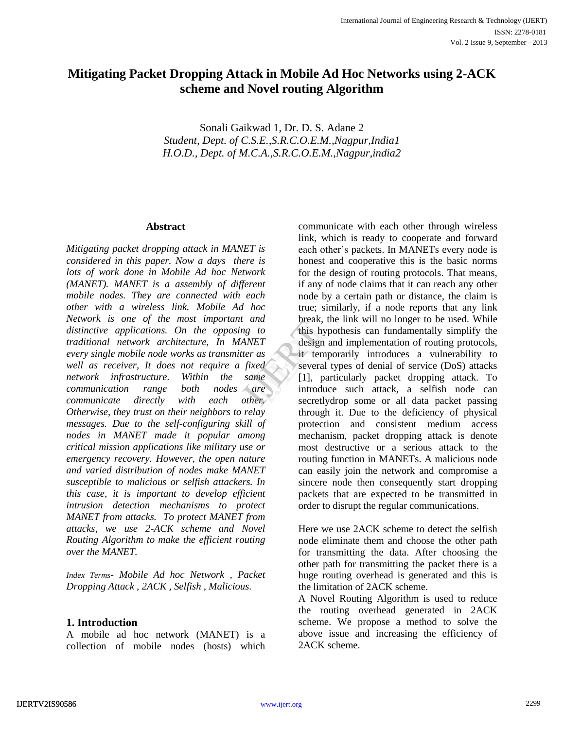# Mitigating Packet Dropping Attack in Mobile Ad Hoc Networks using 2-ACK scheme and Novel routing Algorithm

Sonali Gaikwad 1, Dr. D. S. Adane 2

*Student, Dept. of C.S.E.,S.R.C.O.E.M.,Nagpur,India1*

*H.O.D., Dept. of M.C.A.,S.R.C.O.E.M.,Nagpur,india2*

## Abstract

*Mitigating packet dropping attack in MANET is considered in this paper. Now a days there is lots of work done in Mobile Ad hoc Network (MANET). MANET is a assembly of different mobile nodes. They are connected with each other with a wireless link. Mobile Ad hoc Network is one of the most important and distinctive applications. On the opposing to traditional network architecture, In MANET every single mobile node works as transmitter as well as receiver, It does not require a fixed network infrastructure. Within the same communication range both nodes are communicate directly with each other. Otherwise, they trust on their neighbors to relay messages. Due to the self-configuring skill of nodes in MANET made it popular among critical mission applications like military use or emergency recovery. However, the open nature and varied distribution of nodes make MANET susceptible to malicious or selfish attackers. In this case, it is important to develop efficient intrusion detection mechanisms to protect MANET from attacks. To protect MANET from attacks, we use 2-ACK scheme and Novel Routing Algorithm to make the efficient routing over the MANET.*

*Index Terms- Mobile Ad hoc Network , Packet Dropping Attack , 2ACK , Selfish , Malicious.*

## 1. Introduction

A mobile ad hoc network (MANET) is a collection of mobile nodes (hosts) which communicate with each other through wireless link, which is ready to cooperate and forward each other's packets. In MANETs every node is honest and cooperative this is the basic norms for the design of routing protocols. That means, if any of node claims that it can reach any other node by a certain path or distance, the claim is true; similarly, if a node reports that any link break, the link will no longer to be used. While this hypothesis can fundamentally simplify the design and implementation of routing protocols, it temporarily introduces a vulnerability to several types of denial of service (DoS) attacks [1], particularly packet dropping attack. To introduce such attack, a selfish node can secretlydrop some or all data packet passing through it. Due to the deficiency of physical protection and consistent medium access mechanism, packet dropping attack is denote most destructive or a serious attack to the routing function in MANETs. A malicious node can easily join the network and compromise a sincere node then consequently start dropping packets that are expected to be transmitted in order to disrupt the regular communications.

Here we use 2ACK scheme to detect the selfish node eliminate them and choose the other path for transmitting the data. After choosing the other path for transmitting the packet there is a huge routing overhead is generated and this is the limitation of 2ACK scheme.

A Novel Routing Algorithm is used to reduce the routing overhead generated in 2ACK scheme. We propose a method to solve the above issue and increasing the efficiency of 2ACK scheme.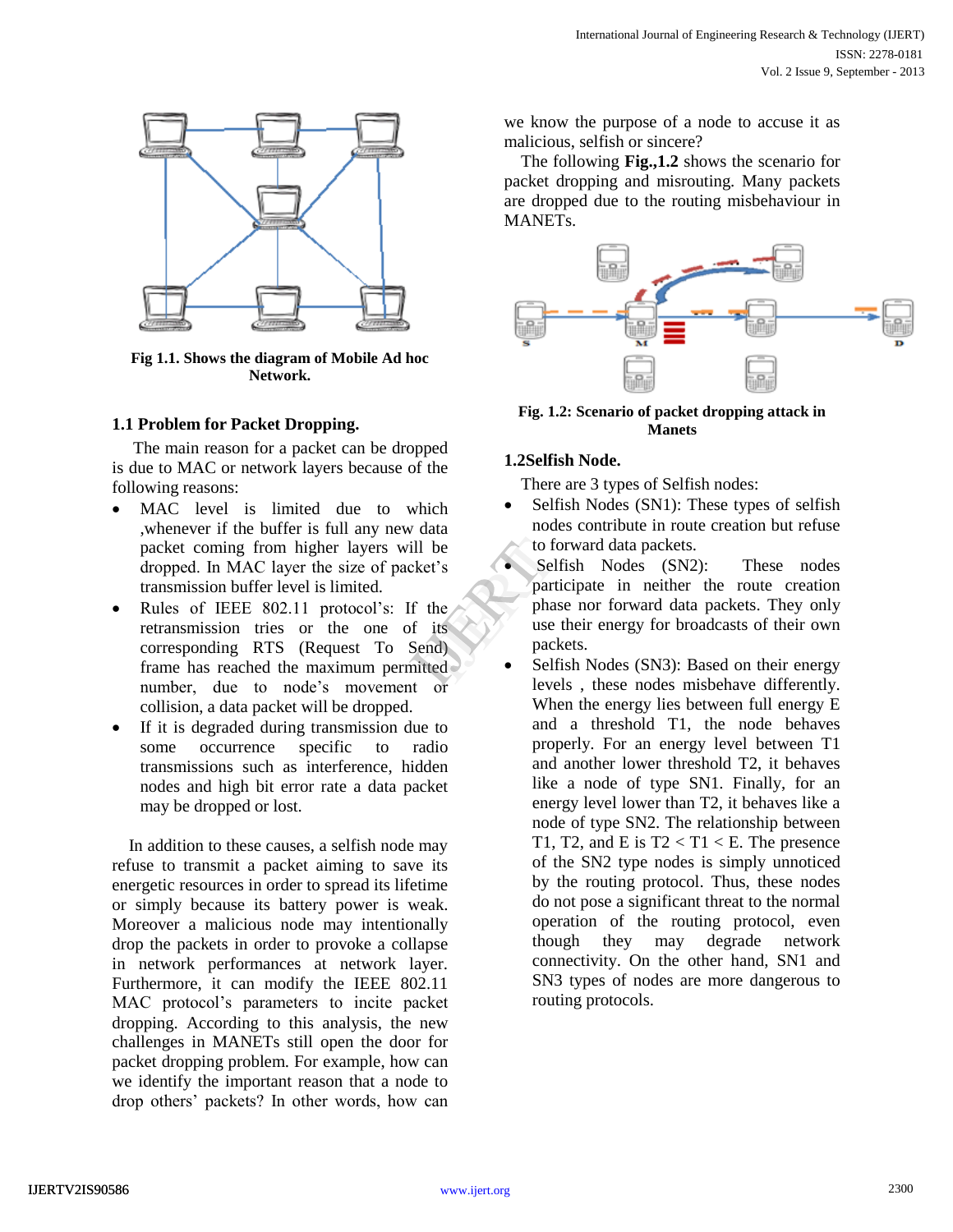Fig 1.1. Shows the diagram of Mobile Ad hoc Network.

### 1.1 Problem for Packet Dropping.

The main reason for a packet can be dropped is due to MAC or network layers because of the following reasons:

- MAC level is limited due to which ,whenever if the buffer is full any new data packet coming from higher layers will be dropped. In MAC layer the size of packet's transmission buffer level is limited.
- Rules of IEEE 802.11 protocol's: If the retransmission tries or the one of its corresponding RTS (Request To Send) frame has reached the maximum permitted number, due to node's movement or collision, a data packet will be dropped.
- If it is degraded during transmission due to some occurrence specific to radio transmissions such as interference, hidden nodes and high bit error rate a data packet may be dropped or lost.

In addition to these causes, a selfish node may refuse to transmit a packet aiming to save its energetic resources in order to spread its lifetime or simply because its battery power is weak. Moreover a malicious node may intentionally drop the packets in order to provoke a collapse in network performances at network layer. Furthermore, it can modify the IEEE 802.11 MAC protocol's parameters to incite packet dropping. According to this analysis, the new challenges in MANETs still open the door for packet dropping problem. For example, how can we identify the important reason that a node to drop others' packets? In other words, how can we know the purpose of a node to accuse it as malicious, selfish or sincere?

The following **Fig.,1.2** shows the scenario for packet dropping and misrouting. Many packets are dropped due to the routing misbehaviour in MANETs.

Fig. 1.2: Scenario of packet dropping attack in Manets

### 1.2Selfish Node.

There are 3 types of Selfish nodes:

- Selfish Nodes (SN1): These types of selfish nodes contribute in route creation but refuse to forward data packets.
- Selfish Nodes (SN2): These nodes participate in neither the route creation phase nor forward data packets. They only use their energy for broadcasts of their own packets.
- Selfish Nodes (SN3): Based on their energy levels , these nodes misbehave differently. When the energy lies between full energy E and a threshold T1, the node behaves properly. For an energy level between T1 and another lower threshold T2, it behaves like a node of type SN1. Finally, for an energy level lower than T2, it behaves like a node of type SN2. The relationship between T1, T2, and E is T2 < T1 < E. The presence of the SN2 type nodes is simply unnoticed by the routing protocol. Thus, these nodes do not pose a significant threat to the normal operation of the routing protocol, even though they may degrade network connectivity. On the other hand, SN1 and SN3 types of nodes are more dangerous to routing protocols.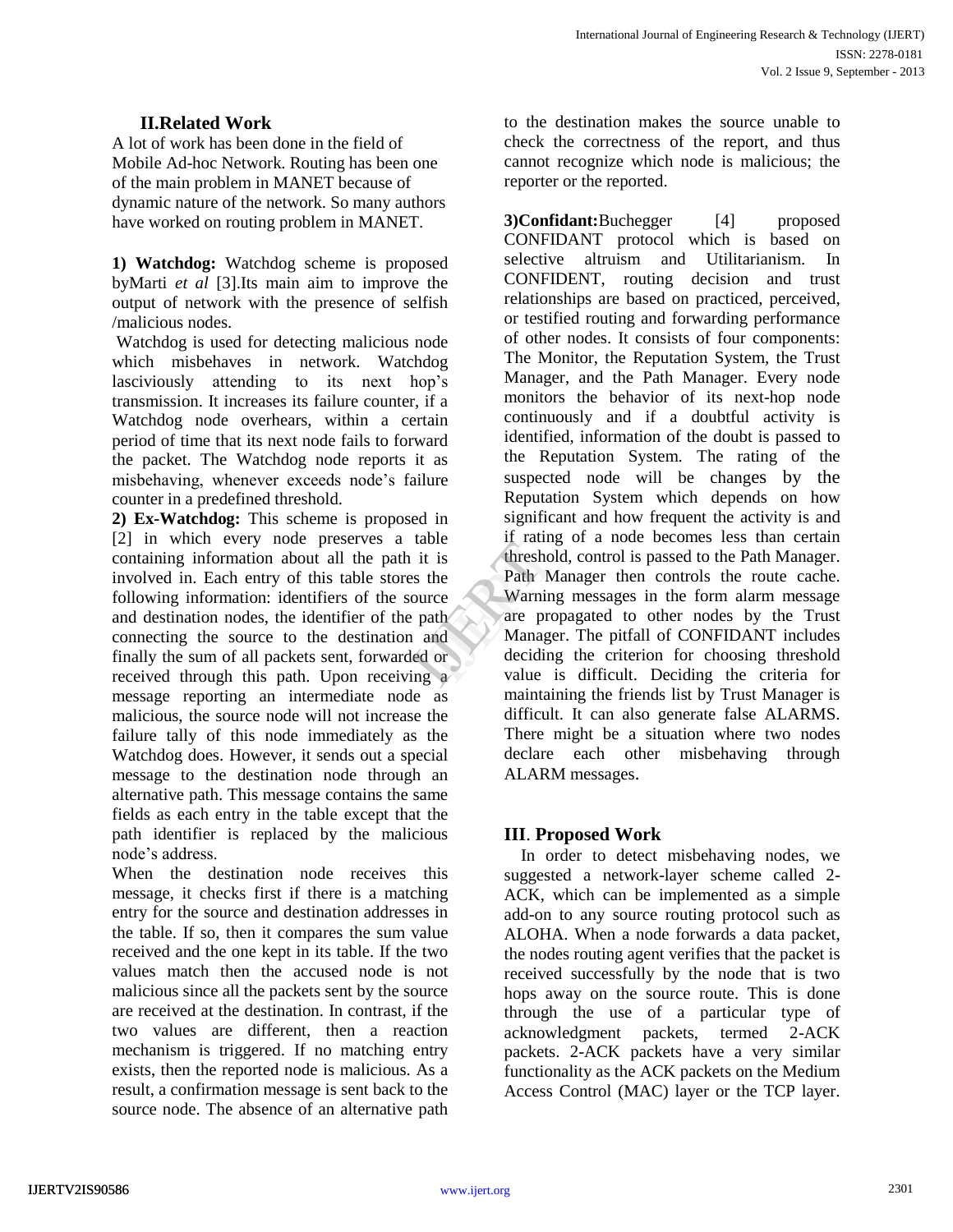## II.Related Work

A lot of work has been done in the field of Mobile Ad-hoc Network. Routing has been one of the main problem in MANET because of dynamic nature of the network. So many authors have worked on routing problem in MANET.

**1) Watchdog:** Watchdog scheme is proposed byMarti *et al* [3].Its main aim to improve the output of network with the presence of selfish /malicious nodes.

Watchdog is used for detecting malicious node which misbehaves in network. Watchdog lasciviously attending to its next hop's transmission. It increases its failure counter, if a Watchdog node overhears, within a certain period of time that its next node fails to forward the packet. The Watchdog node reports it as misbehaving, whenever exceeds node's failure counter in a predefined threshold.

**2) Ex-Watchdog:** This scheme is proposed in [2] in which every node preserves a table containing information about all the path it is involved in. Each entry of this table stores the following information: identifiers of the source and destination nodes, the identifier of the path connecting the source to the destination and finally the sum of all packets sent, forwarded or received through this path. Upon receiving a message reporting an intermediate node as malicious, the source node will not increase the failure tally of this node immediately as the Watchdog does. However, it sends out a special message to the destination node through an alternative path. This message contains the same fields as each entry in the table except that the path identifier is replaced by the malicious node's address.

When the destination node receives this message, it checks first if there is a matching entry for the source and destination addresses in the table. If so, then it compares the sum value received and the one kept in its table. If the two values match then the accused node is not malicious since all the packets sent by the source are received at the destination. In contrast, if the two values are different, then a reaction mechanism is triggered. If no matching entry exists, then the reported node is malicious. As a result, a confirmation message is sent back to the source node. The absence of an alternative path to the destination makes the source unable to check the correctness of the report, and thus cannot recognize which node is malicious; the reporter or the reported.

**3)Confidant:**Buchegger [4] proposed CONFIDANT protocol which is based on selective altruism and Utilitarianism. In CONFIDENT, routing decision and trust relationships are based on practiced, perceived, or testified routing and forwarding performance of other nodes. It consists of four components: The Monitor, the Reputation System, the Trust Manager, and the Path Manager. Every node monitors the behavior of its next-hop node continuously and if a doubtful activity is identified, information of the doubt is passed to the Reputation System. The rating of the suspected node will be changes by the Reputation System which depends on how significant and how frequent the activity is and if rating of a node becomes less than certain threshold, control is passed to the Path Manager. Path Manager then controls the route cache. Warning messages in the form alarm message are propagated to other nodes by the Trust Manager. The pitfall of CONFIDANT includes deciding the criterion for choosing threshold value is difficult. Deciding the criteria for maintaining the friends list by Trust Manager is difficult. It can also generate false ALARMS. There might be a situation where two nodes declare each other misbehaving through ALARM messages.

## III. Proposed Work

In order to detect misbehaving nodes, we suggested a network-layer scheme called 2-ACK, which can be implemented as a simple add-on to any source routing protocol such as ALOHA. When a node forwards a data packet, the nodes routing agent verifies that the packet is received successfully by the node that is two hops away on the source route. This is done through the use of a particular type of acknowledgment packets, termed 2-ACK packets. 2-ACK packets have a very similar functionality as the ACK packets on the Medium Access Control (MAC) layer or the TCP layer.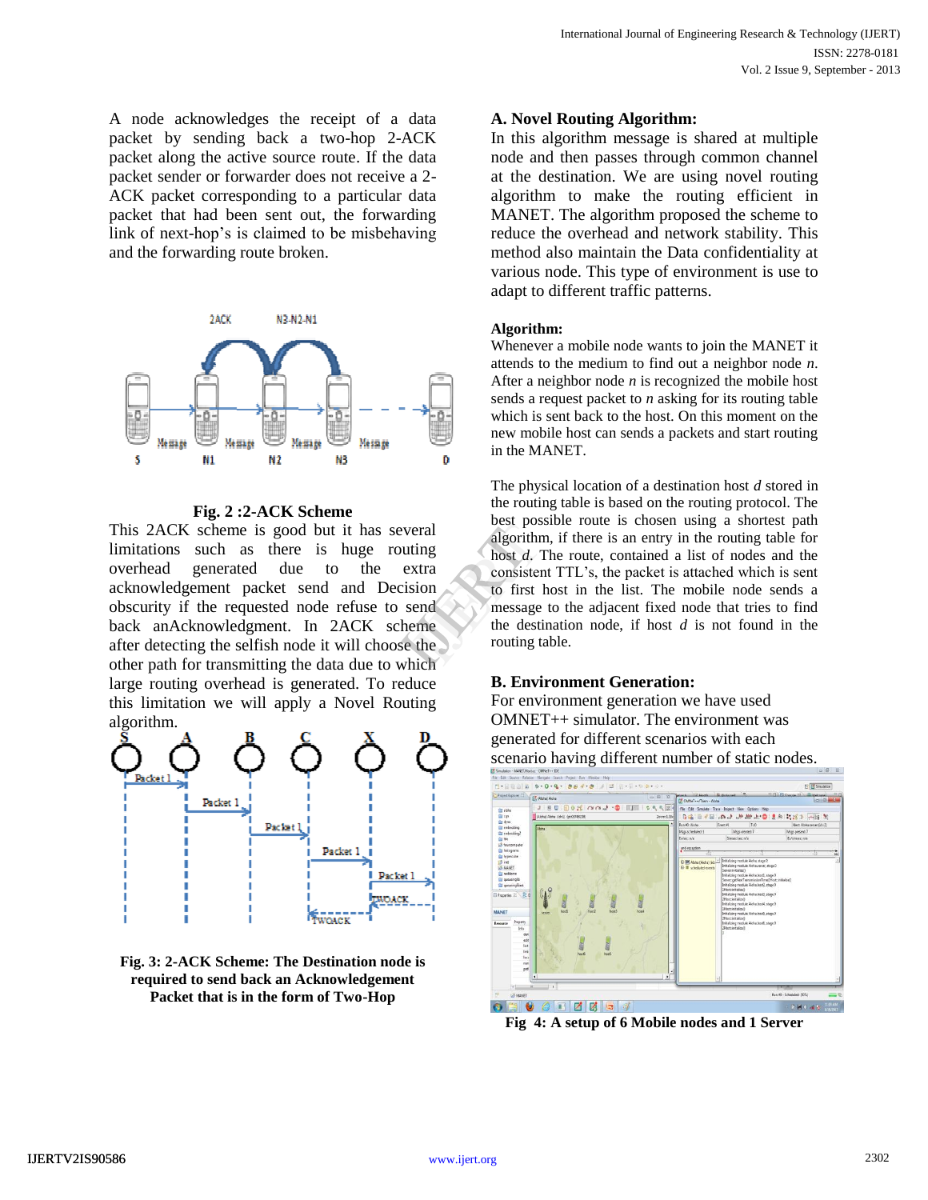A node acknowledges the receipt of a data packet by sending back a two-hop 2-ACK packet along the active source route. If the data packet sender or forwarder does not receive a 2-ACK packet corresponding to a particular data packet that had been sent out, the forwarding link of next-hop's is claimed to be misbehaving and the forwarding route broken.

**Fig. 2 :2-ACK Scheme**

This 2ACK scheme is good but it has several limitations such as there is huge routing overhead generated due to the extra acknowledgement packet send and Decision obscurity if the requested node refuse to send back anAcknowledgment. In 2ACK scheme after detecting the selfish node it will choose the other path for transmitting the data due to which large routing overhead is generated. To reduce this limitation we will apply a Novel Routing algorithm.

**Fig. 3: 2-ACK Scheme: The Destination node is required to send back an Acknowledgement Packet that is in the form of Two-Hop**

### A. Novel Routing Algorithm:

In this algorithm message is shared at multiple node and then passes through common channel at the destination. We are using novel routing algorithm to make the routing efficient in MANET. The algorithm proposed the scheme to reduce the overhead and network stability. This method also maintain the Data confidentiality at various node. This type of environment is use to adapt to different traffic patterns.

**Algorithm:**

Whenever a mobile node wants to join the MANET it attends to the medium to find out a neighbor node *n*. After a neighbor node *n* is recognized the mobile host sends a request packet to *n* asking for its routing table which is sent back to the host. On this moment on the new mobile host can sends a packets and start routing in the MANET.

The physical location of a destination host *d* stored in the routing table is based on the routing protocol. The best possible route is chosen using a shortest path algorithm, if there is an entry in the routing table for host *d*. The route, contained a list of nodes and the consistent TTL's, the packet is attached which is sent to first host in the list. The mobile node sends a message to the adjacent fixed node that tries to find the destination node, if host *d* is not found in the routing table.

### B. Environment Generation:

For environment generation we have used OMNET++ simulator. The environment was generated for different scenarios with each scenario having different number of static nodes.

**Fig 4: A setup of 6 Mobile nodes and 1 Server**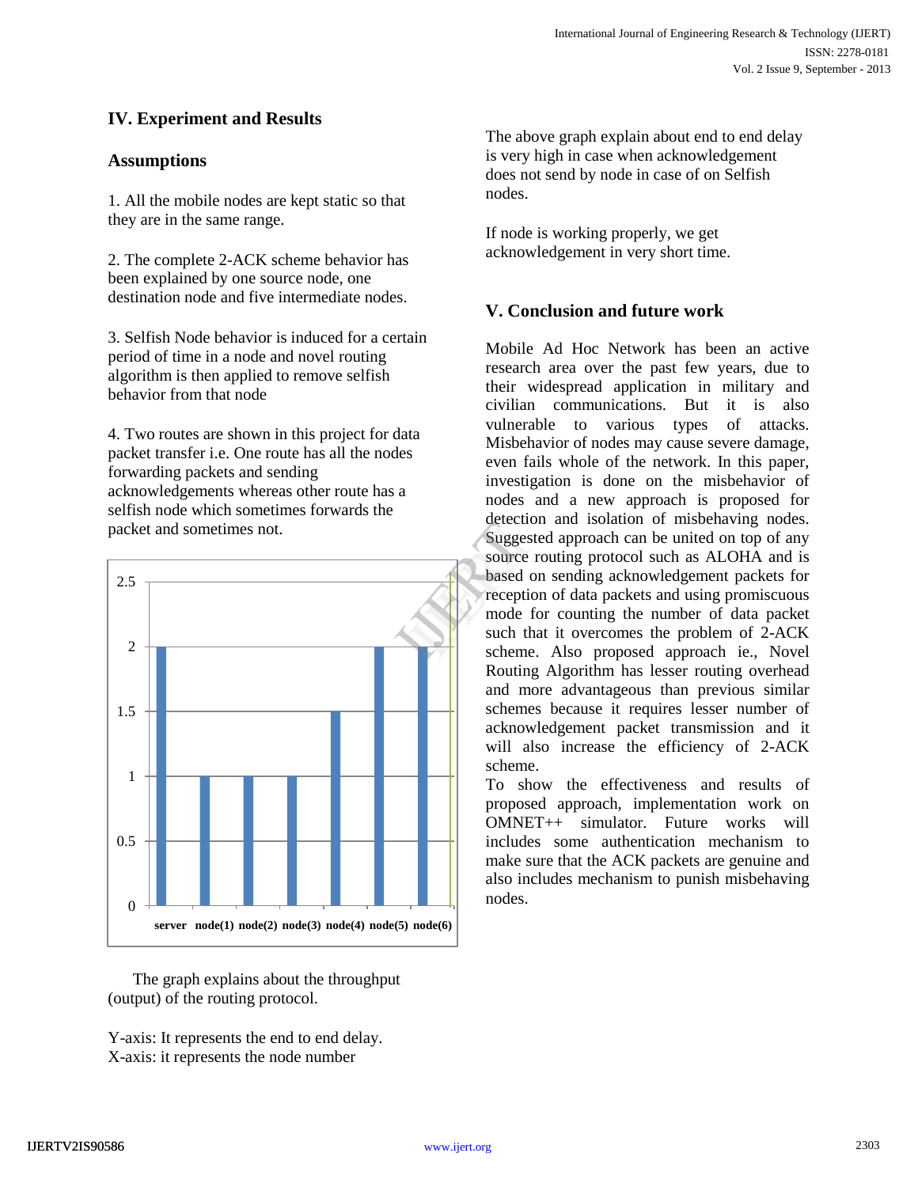## IV. Experiment and Results

### Assumptions

1. All the mobile nodes are kept static so that they are in the same range.

2. The complete 2-ACK scheme behavior has been explained by one source node, one destination node and five intermediate nodes.

3. Selfish Node behavior is induced for a certain period of time in a node and novel routing algorithm is then applied to remove selfish behavior from that node

4. Two routes are shown in this project for data packet transfer i.e. One route has all the nodes forwarding packets and sending acknowledgements whereas other route has a selfish node which sometimes forwards the packet and sometimes not.

| | server | node(1) | node(2) | node(3) | node(4) | node(5) | node(6) |
|---|---|---|---|---|---|---|---|
| Value | 2 | 1 | 1 | 1 | 1.5 | 2 | 2 |

The graph explains about the throughput (output) of the routing protocol.

Y-axis: It represents the end to end delay.
X-axis: it represents the node number

The above graph explain about end to end delay is very high in case when acknowledgement does not send by node in case of on Selfish nodes.

If node is working properly, we get acknowledgement in very short time.

## V. Conclusion and future work

Mobile Ad Hoc Network has been an active research area over the past few years, due to their widespread application in military and civilian communications. But it is also vulnerable to various types of attacks. Misbehavior of nodes may cause severe damage, even fails whole of the network. In this paper, investigation is done on the misbehavior of nodes and a new approach is proposed for detection and isolation of misbehaving nodes. Suggested approach can be united on top of any source routing protocol such as ALOHA and is based on sending acknowledgement packets for reception of data packets and using promiscuous mode for counting the number of data packet such that it overcomes the problem of 2-ACK scheme. Also proposed approach ie., Novel Routing Algorithm has lesser routing overhead and more advantageous than previous similar schemes because it requires lesser number of acknowledgement packet transmission and it will also increase the efficiency of 2-ACK scheme.

To show the effectiveness and results of proposed approach, implementation work on OMNET++ simulator. Future works will includes some authentication mechanism to make sure that the ACK packets are genuine and also includes mechanism to punish misbehaving nodes.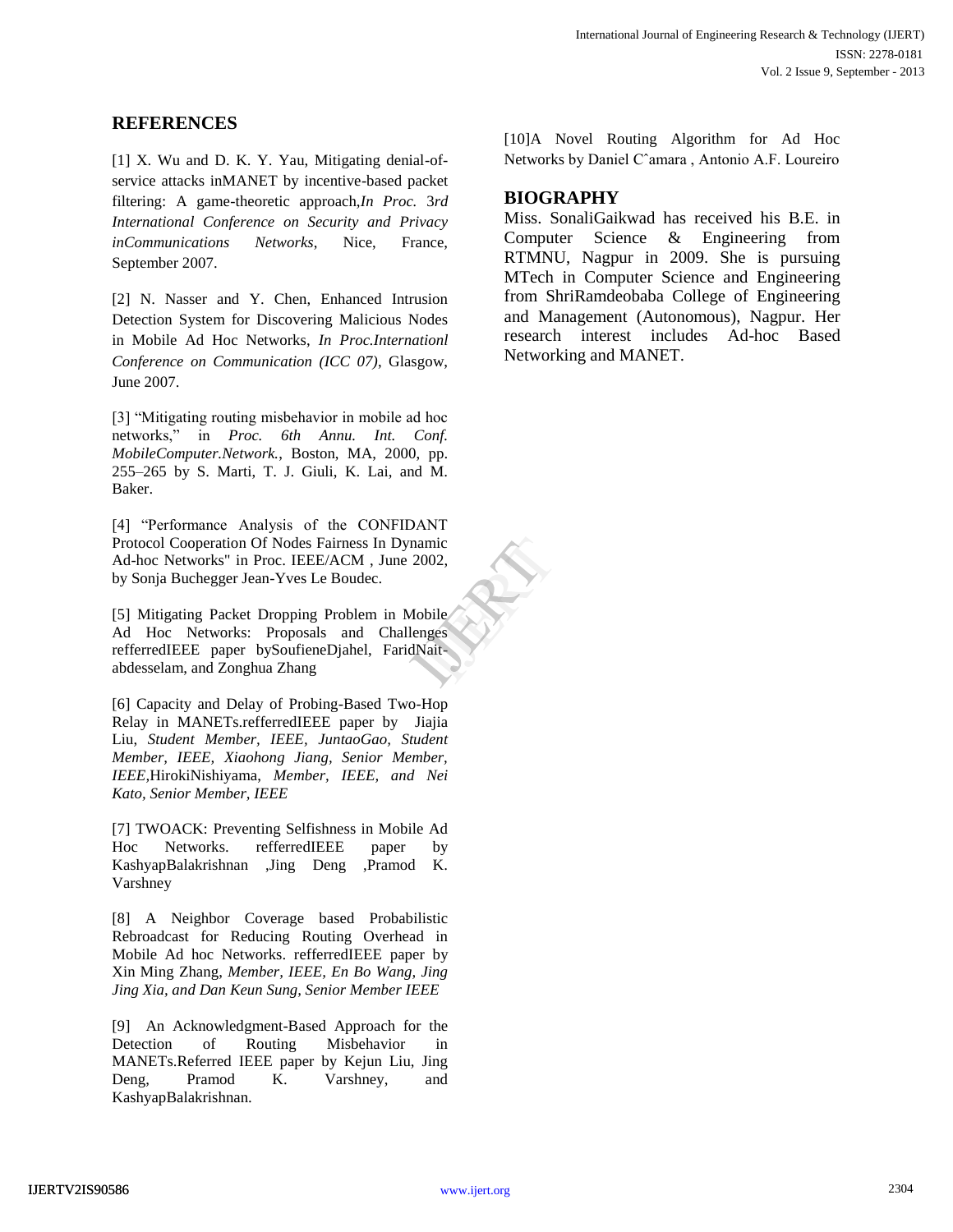## REFERENCES

[1] X. Wu and D. K. Y. Yau, Mitigating denial-of-service attacks inMANET by incentive-based packet filtering: A game-theoretic approach,*In Proc.* 3*rd International Conference on Security and Privacy inCommunications Networks*, Nice, France, September 2007.

[2] N. Nasser and Y. Chen, Enhanced Intrusion Detection System for Discovering Malicious Nodes in Mobile Ad Hoc Networks, *In Proc.Internationl Conference on Communication (ICC 07)*, Glasgow, June 2007.

[3] "Mitigating routing misbehavior in mobile ad hoc networks," in *Proc. 6th Annu. Int. Conf. MobileComputer.Network.*, Boston, MA, 2000, pp. 255–265 by S. Marti, T. J. Giuli, K. Lai, and M. Baker.

[4] "Performance Analysis of the CONFIDANT Protocol Cooperation Of Nodes Fairness In Dynamic Ad-hoc Networks" in Proc. IEEE/ACM , June 2002, by Sonja Buchegger Jean-Yves Le Boudec.

[5] Mitigating Packet Dropping Problem in Mobile Ad Hoc Networks: Proposals and Challenges refferredIEEE paper bySoufieneDjahel, FaridNait-abdesselam, and Zonghua Zhang

[6] Capacity and Delay of Probing-Based Two-Hop Relay in MANETs.refferredIEEE paper by Jiajia Liu, *Student Member, IEEE, JuntaoGao, Student Member, IEEE, Xiaohong Jiang, Senior Member, IEEE,*HirokiNishiyama, *Member, IEEE, and Nei Kato, Senior Member, IEEE*

[7] TWOACK: Preventing Selfishness in Mobile Ad Hoc Networks. refferredIEEE paper by KashyapBalakrishnan ,Jing Deng ,Pramod K. Varshney

[8] A Neighbor Coverage based Probabilistic Rebroadcast for Reducing Routing Overhead in Mobile Ad hoc Networks. refferredIEEE paper by Xin Ming Zhang, *Member, IEEE, En Bo Wang, Jing Jing Xia, and Dan Keun Sung, Senior Member IEEE*

[9] An Acknowledgment-Based Approach for the Detection of Routing Misbehavior in MANETs.Referred IEEE paper by Kejun Liu, Jing Deng, Pramod K. Varshney, and KashyapBalakrishnan.

[10]A Novel Routing Algorithm for Ad Hoc Networks by Daniel Cˆamara , Antonio A.F. Loureiro

## BIOGRAPHY

Miss. SonaliGaikwad has received his B.E. in Computer Science & Engineering from RTMNU, Nagpur in 2009. She is pursuing MTech in Computer Science and Engineering from ShriRamdeobaba College of Engineering and Management (Autonomous), Nagpur. Her research interest includes Ad-hoc Based Networking and MANET.